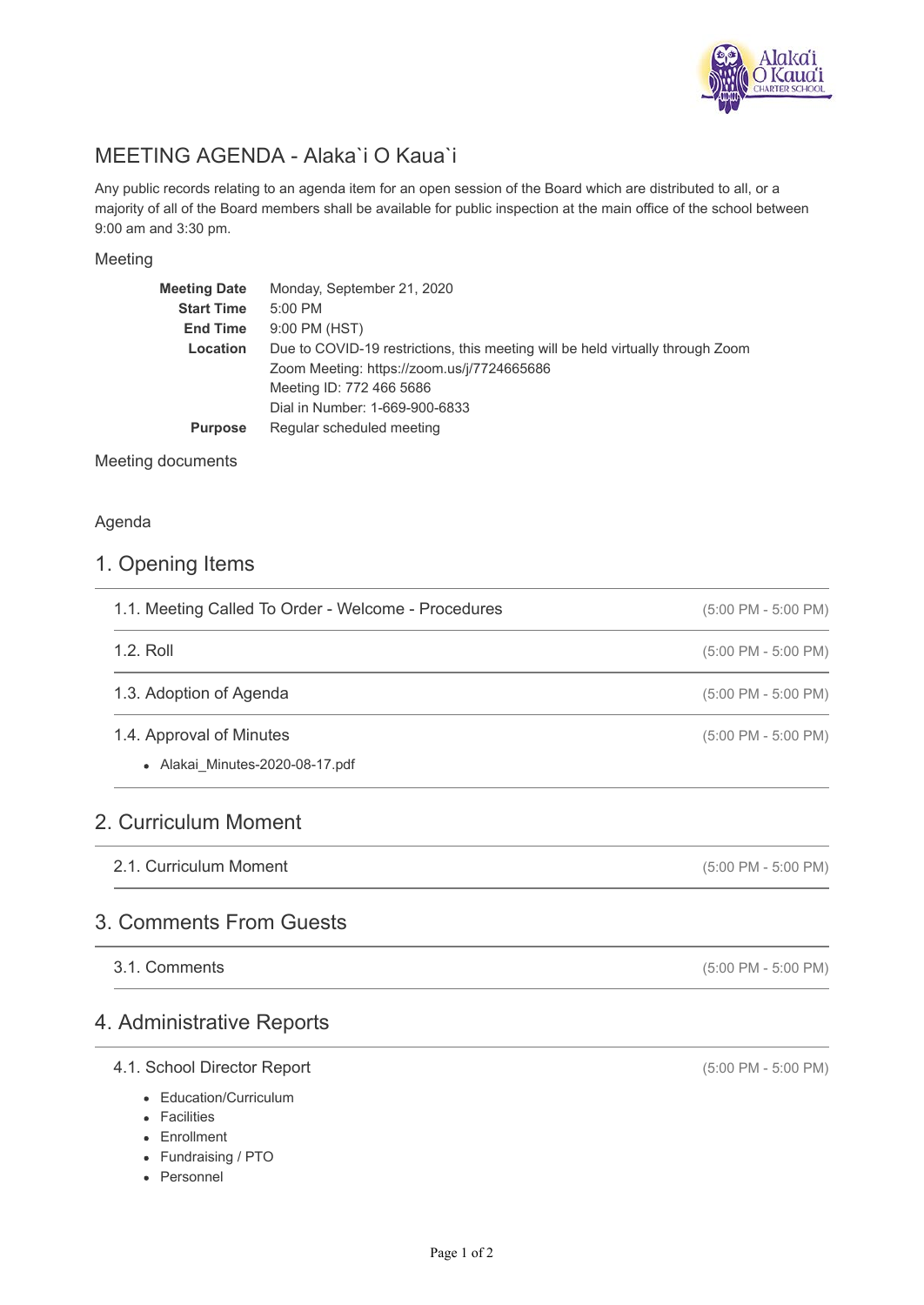# MEETING AGENDA - Alaka`i O Kaua`i

Any public records relating to an agenda item for an open session of the Board which are distributed to all, or a majority of all of the Board members shall be available for public inspection at the main office of the school between 9:00 am and 3:30 pm.

## Meeting

| | |
|---|---|
| **Meeting Date** | Monday, September 21, 2020 |
| **Start Time** | 5:00 PM |
| **End Time** | 9:00 PM (HST) |
| **Location** | Due to COVID-19 restrictions, this meeting will be held virtually through Zoom<br>Zoom Meeting: https://zoom.us/j/7724665686<br>Meeting ID: 772 466 5686<br>Dial in Number: 1-669-900-6833 |
| **Purpose** | Regular scheduled meeting |

## Meeting documents

## Agenda

## 1. Opening Items

### 1.1. Meeting Called To Order - Welcome - Procedures
(5:00 PM - 5:00 PM)

### 1.2. Roll
(5:00 PM - 5:00 PM)

### 1.3. Adoption of Agenda
(5:00 PM - 5:00 PM)

### 1.4. Approval of Minutes
(5:00 PM - 5:00 PM)

- Alakai_Minutes-2020-08-17.pdf

## 2. Curriculum Moment

### 2.1. Curriculum Moment
(5:00 PM - 5:00 PM)

## 3. Comments From Guests

### 3.1. Comments
(5:00 PM - 5:00 PM)

## 4. Administrative Reports

### 4.1. School Director Report
(5:00 PM - 5:00 PM)

- Education/Curriculum
- Facilities
- Enrollment
- Fundraising / PTO
- Personnel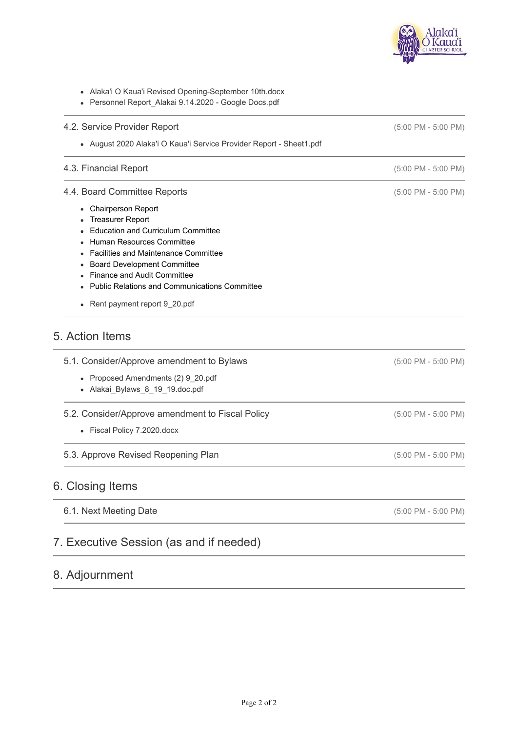- Alaka'i O Kaua'i Revised Opening-September 10th.docx
- Personnel Report_Alakai 9.14.2020 - Google Docs.pdf

### 4.2. Service Provider Report (5:00 PM - 5:00 PM)

- August 2020 Alaka'i O Kaua'i Service Provider Report - Sheet1.pdf

### 4.3. Financial Report (5:00 PM - 5:00 PM)

### 4.4. Board Committee Reports (5:00 PM - 5:00 PM)

- Chairperson Report
- Treasurer Report
- Education and Curriculum Committee
- Human Resources Committee
- Facilities and Maintenance Committee
- Board Development Committee
- Finance and Audit Committee
- Public Relations and Communications Committee

- Rent payment report 9_20.pdf

## 5. Action Items

### 5.1. Consider/Approve amendment to Bylaws (5:00 PM - 5:00 PM)

- Proposed Amendments (2) 9_20.pdf
- Alakai_Bylaws_8_19_19.doc.pdf

### 5.2. Consider/Approve amendment to Fiscal Policy (5:00 PM - 5:00 PM)

- Fiscal Policy 7.2020.docx

### 5.3. Approve Revised Reopening Plan (5:00 PM - 5:00 PM)

## 6. Closing Items

### 6.1. Next Meeting Date (5:00 PM - 5:00 PM)

## 7. Executive Session (as and if needed)

## 8. Adjournment